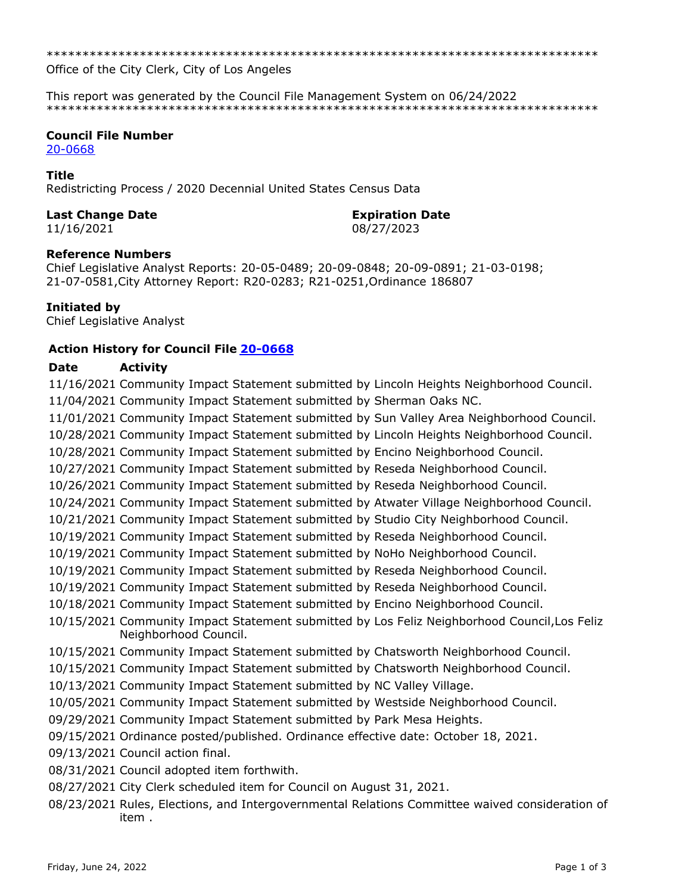******************************************************************************
Office of the City Clerk, City of Los Angeles

This report was generated by the Council File Management System on 06/24/2022
******************************************************************************

**Council File Number**
20-0668

**Title**
Redistricting Process / 2020 Decennial United States Census Data

**Last Change Date**
11/16/2021

**Expiration Date**
08/27/2023

**Reference Numbers**
Chief Legislative Analyst Reports: 20-05-0489; 20-09-0848; 20-09-0891; 21-03-0198; 21-07-0581,City Attorney Report: R20-0283; R21-0251,Ordinance 186807

**Initiated by**
Chief Legislative Analyst

**Action History for Council File 20-0668**

| Date | Activity |
|---|---|
| 11/16/2021 | Community Impact Statement submitted by Lincoln Heights Neighborhood Council. |
| 11/04/2021 | Community Impact Statement submitted by Sherman Oaks NC. |
| 11/01/2021 | Community Impact Statement submitted by Sun Valley Area Neighborhood Council. |
| 10/28/2021 | Community Impact Statement submitted by Lincoln Heights Neighborhood Council. |
| 10/28/2021 | Community Impact Statement submitted by Encino Neighborhood Council. |
| 10/27/2021 | Community Impact Statement submitted by Reseda Neighborhood Council. |
| 10/26/2021 | Community Impact Statement submitted by Reseda Neighborhood Council. |
| 10/24/2021 | Community Impact Statement submitted by Atwater Village Neighborhood Council. |
| 10/21/2021 | Community Impact Statement submitted by Studio City Neighborhood Council. |
| 10/19/2021 | Community Impact Statement submitted by Reseda Neighborhood Council. |
| 10/19/2021 | Community Impact Statement submitted by NoHo Neighborhood Council. |
| 10/19/2021 | Community Impact Statement submitted by Reseda Neighborhood Council. |
| 10/19/2021 | Community Impact Statement submitted by Reseda Neighborhood Council. |
| 10/18/2021 | Community Impact Statement submitted by Encino Neighborhood Council. |
| 10/15/2021 | Community Impact Statement submitted by Los Feliz Neighborhood Council,Los Feliz Neighborhood Council. |
| 10/15/2021 | Community Impact Statement submitted by Chatsworth Neighborhood Council. |
| 10/15/2021 | Community Impact Statement submitted by Chatsworth Neighborhood Council. |
| 10/13/2021 | Community Impact Statement submitted by NC Valley Village. |
| 10/05/2021 | Community Impact Statement submitted by Westside Neighborhood Council. |
| 09/29/2021 | Community Impact Statement submitted by Park Mesa Heights. |
| 09/15/2021 | Ordinance posted/published. Ordinance effective date: October 18, 2021. |
| 09/13/2021 | Council action final. |
| 08/31/2021 | Council adopted item forthwith. |
| 08/27/2021 | City Clerk scheduled item for Council on August 31, 2021. |
| 08/23/2021 | Rules, Elections, and Intergovernmental Relations Committee waived consideration of item . |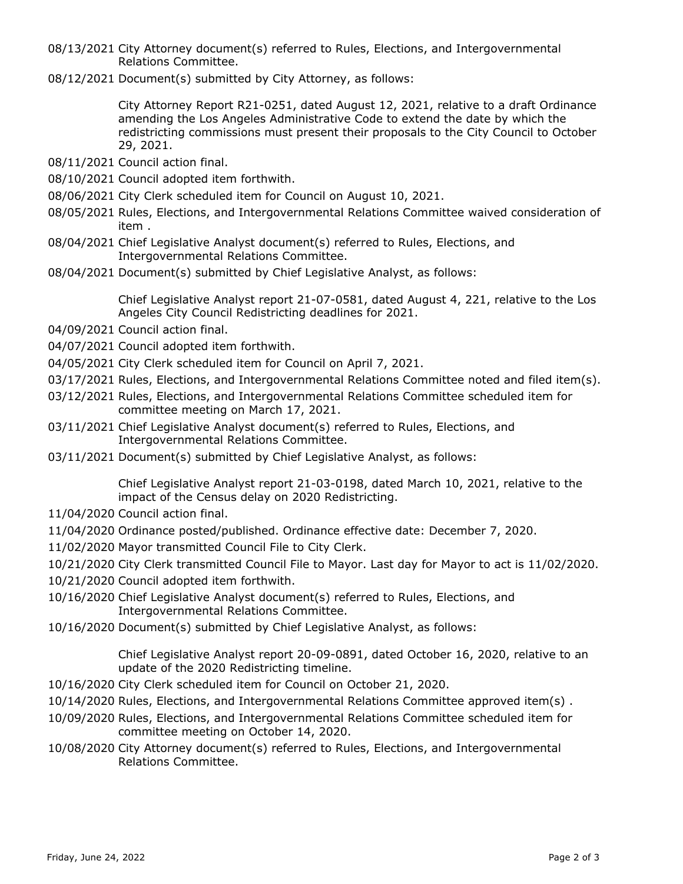08/13/2021 City Attorney document(s) referred to Rules, Elections, and Intergovernmental Relations Committee.

08/12/2021 Document(s) submitted by City Attorney, as follows:

City Attorney Report R21-0251, dated August 12, 2021, relative to a draft Ordinance amending the Los Angeles Administrative Code to extend the date by which the redistricting commissions must present their proposals to the City Council to October 29, 2021.

08/11/2021 Council action final.

08/10/2021 Council adopted item forthwith.

08/06/2021 City Clerk scheduled item for Council on August 10, 2021.

08/05/2021 Rules, Elections, and Intergovernmental Relations Committee waived consideration of item .

08/04/2021 Chief Legislative Analyst document(s) referred to Rules, Elections, and Intergovernmental Relations Committee.

08/04/2021 Document(s) submitted by Chief Legislative Analyst, as follows:

Chief Legislative Analyst report 21-07-0581, dated August 4, 221, relative to the Los Angeles City Council Redistricting deadlines for 2021.

04/09/2021 Council action final.

04/07/2021 Council adopted item forthwith.

04/05/2021 City Clerk scheduled item for Council on April 7, 2021.

03/17/2021 Rules, Elections, and Intergovernmental Relations Committee noted and filed item(s).

03/12/2021 Rules, Elections, and Intergovernmental Relations Committee scheduled item for committee meeting on March 17, 2021.

03/11/2021 Chief Legislative Analyst document(s) referred to Rules, Elections, and Intergovernmental Relations Committee.

03/11/2021 Document(s) submitted by Chief Legislative Analyst, as follows:

Chief Legislative Analyst report 21-03-0198, dated March 10, 2021, relative to the impact of the Census delay on 2020 Redistricting.

11/04/2020 Council action final.

11/04/2020 Ordinance posted/published. Ordinance effective date: December 7, 2020.

11/02/2020 Mayor transmitted Council File to City Clerk.

10/21/2020 City Clerk transmitted Council File to Mayor. Last day for Mayor to act is 11/02/2020.

10/21/2020 Council adopted item forthwith.

10/16/2020 Chief Legislative Analyst document(s) referred to Rules, Elections, and Intergovernmental Relations Committee.

10/16/2020 Document(s) submitted by Chief Legislative Analyst, as follows:

Chief Legislative Analyst report 20-09-0891, dated October 16, 2020, relative to an update of the 2020 Redistricting timeline.

10/16/2020 City Clerk scheduled item for Council on October 21, 2020.

10/14/2020 Rules, Elections, and Intergovernmental Relations Committee approved item(s) .

10/09/2020 Rules, Elections, and Intergovernmental Relations Committee scheduled item for committee meeting on October 14, 2020.

10/08/2020 City Attorney document(s) referred to Rules, Elections, and Intergovernmental Relations Committee.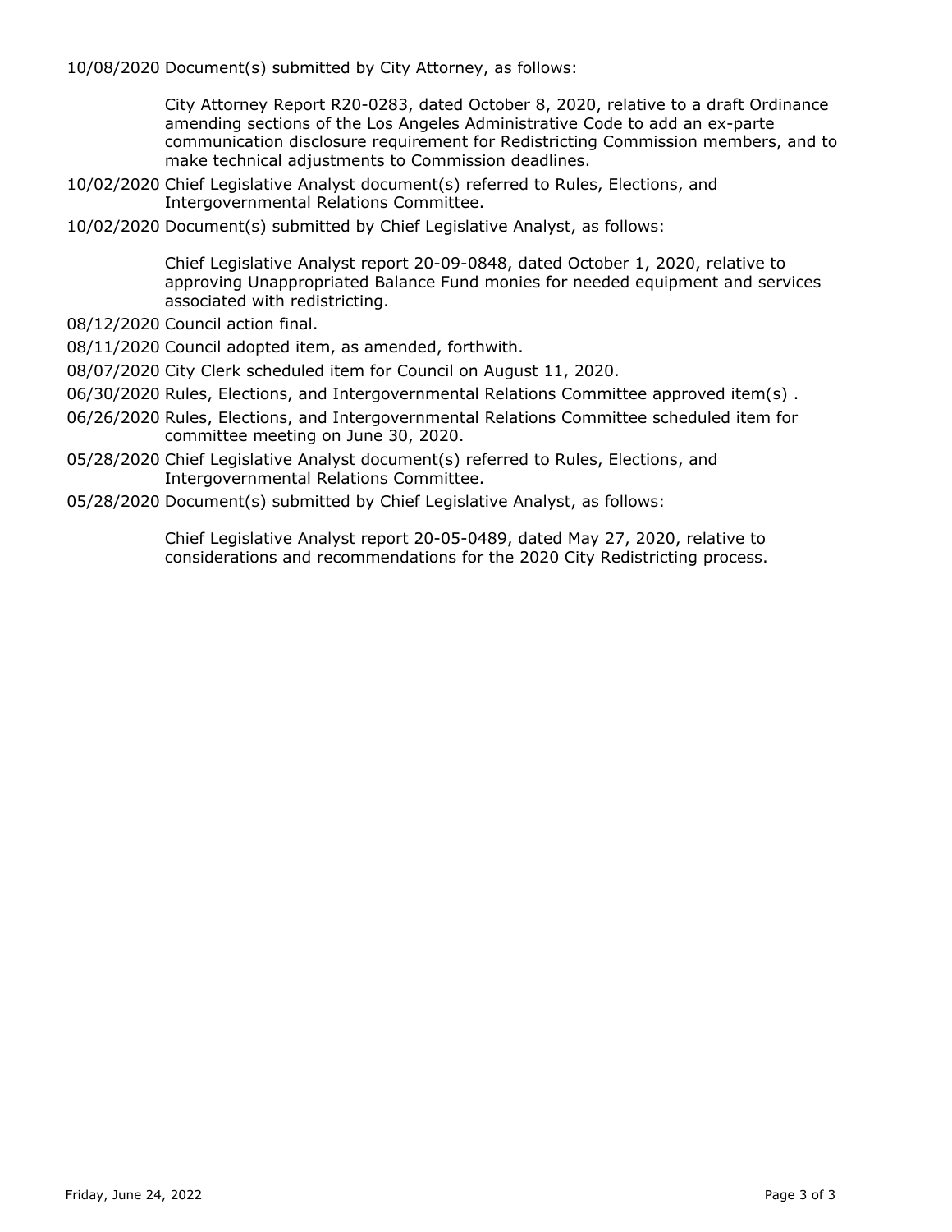10/08/2020 Document(s) submitted by City Attorney, as follows:

City Attorney Report R20-0283, dated October 8, 2020, relative to a draft Ordinance amending sections of the Los Angeles Administrative Code to add an ex-parte communication disclosure requirement for Redistricting Commission members, and to make technical adjustments to Commission deadlines.

10/02/2020 Chief Legislative Analyst document(s) referred to Rules, Elections, and Intergovernmental Relations Committee.

10/02/2020 Document(s) submitted by Chief Legislative Analyst, as follows:

Chief Legislative Analyst report 20-09-0848, dated October 1, 2020, relative to approving Unappropriated Balance Fund monies for needed equipment and services associated with redistricting.

08/12/2020 Council action final.

08/11/2020 Council adopted item, as amended, forthwith.

08/07/2020 City Clerk scheduled item for Council on August 11, 2020.

06/30/2020 Rules, Elections, and Intergovernmental Relations Committee approved item(s) .

06/26/2020 Rules, Elections, and Intergovernmental Relations Committee scheduled item for committee meeting on June 30, 2020.

05/28/2020 Chief Legislative Analyst document(s) referred to Rules, Elections, and Intergovernmental Relations Committee.

05/28/2020 Document(s) submitted by Chief Legislative Analyst, as follows:

Chief Legislative Analyst report 20-05-0489, dated May 27, 2020, relative to considerations and recommendations for the 2020 City Redistricting process.